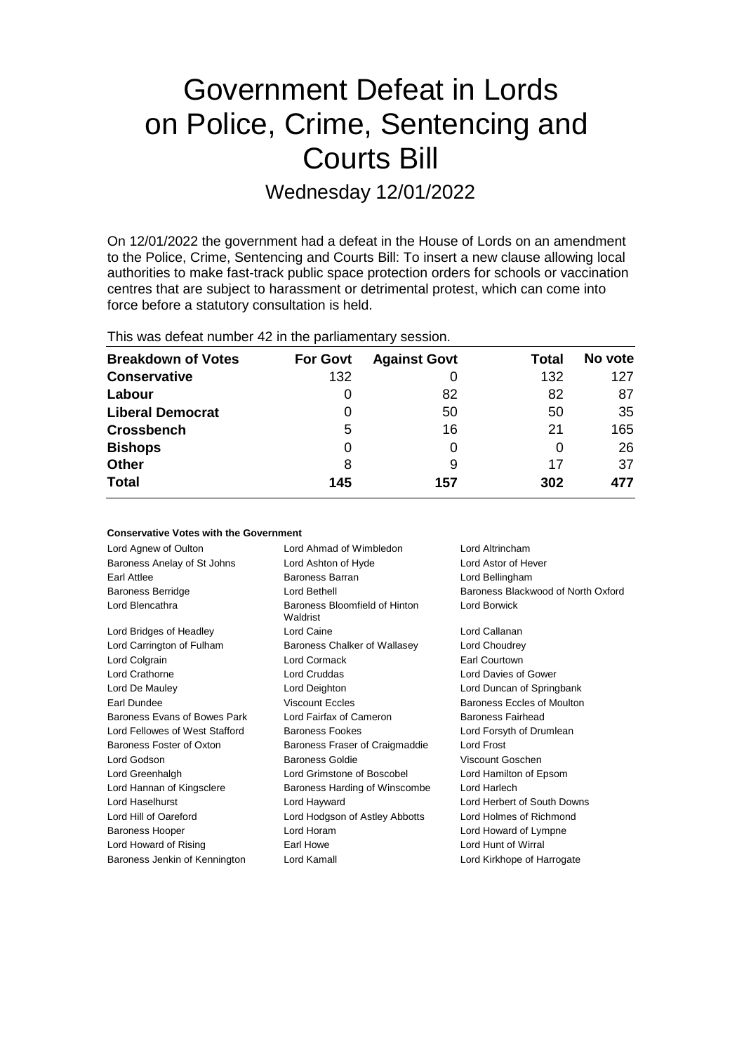# Government Defeat in Lords on Police, Crime, Sentencing and Courts Bill

## Wednesday 12/01/2022

On 12/01/2022 the government had a defeat in the House of Lords on an amendment to the Police, Crime, Sentencing and Courts Bill: To insert a new clause allowing local authorities to make fast-track public space protection orders for schools or vaccination centres that are subject to harassment or detrimental protest, which can come into force before a statutory consultation is held.

This was defeat number 42 in the parliamentary session.

| Breakdown of Votes | For Govt | Against Govt | Total | No vote |
|---|---|---|---|---|
| **Conservative** | 132 | 0 | 132 | 127 |
| **Labour** | 0 | 82 | 82 | 87 |
| **Liberal Democrat** | 0 | 50 | 50 | 35 |
| **Crossbench** | 5 | 16 | 21 | 165 |
| **Bishops** | 0 | 0 | 0 | 26 |
| **Other** | 8 | 9 | 17 | 37 |
| **Total** | **145** | **157** | **302** | **477** |

#### Conservative Votes with the Government

| | | |
|---|---|---|
| Lord Agnew of Oulton | Lord Ahmad of Wimbledon | Lord Altrincham |
| Baroness Anelay of St Johns | Lord Ashton of Hyde | Lord Astor of Hever |
| Earl Attlee | Baroness Barran | Lord Bellingham |
| Baroness Berridge | Lord Bethell | Baroness Blackwood of North Oxford |
| Lord Blencathra | Baroness Bloomfield of Hinton Waldrist | Lord Borwick |
| Lord Bridges of Headley | Lord Caine | Lord Callanan |
| Lord Carrington of Fulham | Baroness Chalker of Wallasey | Lord Choudrey |
| Lord Colgrain | Lord Cormack | Earl Courtown |
| Lord Crathorne | Lord Cruddas | Lord Davies of Gower |
| Lord De Mauley | Lord Deighton | Lord Duncan of Springbank |
| Earl Dundee | Viscount Eccles | Baroness Eccles of Moulton |
| Baroness Evans of Bowes Park | Lord Fairfax of Cameron | Baroness Fairhead |
| Lord Fellowes of West Stafford | Baroness Fookes | Lord Forsyth of Drumlean |
| Baroness Foster of Oxton | Baroness Fraser of Craigmaddie | Lord Frost |
| Lord Godson | Baroness Goldie | Viscount Goschen |
| Lord Greenhalgh | Lord Grimstone of Boscobel | Lord Hamilton of Epsom |
| Lord Hannan of Kingsclere | Baroness Harding of Winscombe | Lord Harlech |
| Lord Haselhurst | Lord Hayward | Lord Herbert of South Downs |
| Lord Hill of Oareford | Lord Hodgson of Astley Abbotts | Lord Holmes of Richmond |
| Baroness Hooper | Lord Horam | Lord Howard of Lympne |
| Lord Howard of Rising | Earl Howe | Lord Hunt of Wirral |
| Baroness Jenkin of Kennington | Lord Kamall | Lord Kirkhope of Harrogate |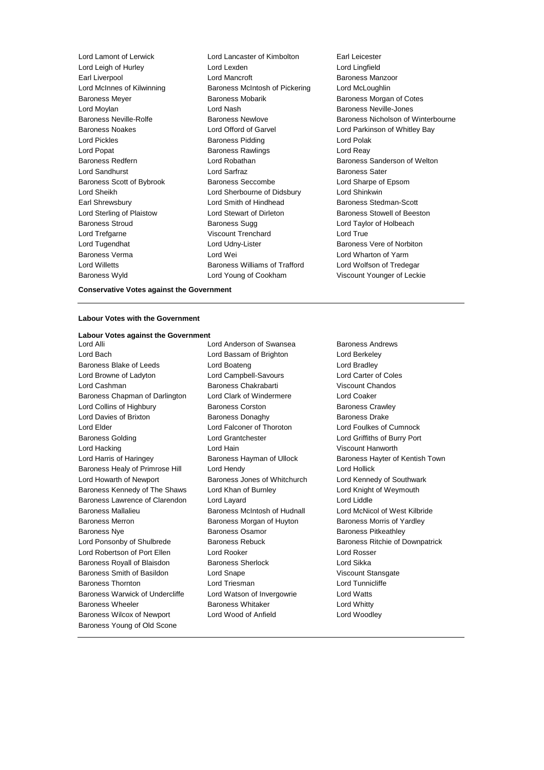Lord Lamont of Lerwick
Lord Lancaster of Kimbolton
Earl Leicester
Lord Leigh of Hurley
Lord Lexden
Lord Lingfield
Earl Liverpool
Lord Mancroft
Baroness Manzoor
Lord McInnes of Kilwinning
Baroness McIntosh of Pickering
Lord McLoughlin
Baroness Meyer
Baroness Mobarik
Baroness Morgan of Cotes
Lord Moylan
Lord Nash
Baroness Neville-Jones
Baroness Neville-Rolfe
Baroness Newlove
Baroness Nicholson of Winterbourne
Baroness Noakes
Lord Offord of Garvel
Lord Parkinson of Whitley Bay
Lord Pickles
Baroness Pidding
Lord Polak
Lord Popat
Baroness Rawlings
Lord Reay
Baroness Redfern
Lord Robathan
Baroness Sanderson of Welton
Lord Sandhurst
Lord Sarfraz
Baroness Sater
Baroness Scott of Bybrook
Baroness Seccombe
Lord Sharpe of Epsom
Lord Sheikh
Lord Sherbourne of Didsbury
Lord Shinkwin
Earl Shrewsbury
Lord Smith of Hindhead
Baroness Stedman-Scott
Lord Sterling of Plaistow
Lord Stewart of Dirleton
Baroness Stowell of Beeston
Baroness Stroud
Baroness Sugg
Lord Taylor of Holbeach
Lord Trefgarne
Viscount Trenchard
Lord True
Lord Tugendhat
Lord Udny-Lister
Baroness Vere of Norbiton
Baroness Verma
Lord Wei
Lord Wharton of Yarm
Lord Willetts
Baroness Williams of Trafford
Lord Wolfson of Tredegar
Baroness Wyld
Lord Young of Cookham
Viscount Younger of Leckie

**Conservative Votes against the Government**

---

**Labour Votes with the Government**

**Labour Votes against the Government**

Lord Alli
Lord Anderson of Swansea
Baroness Andrews
Lord Bach
Lord Bassam of Brighton
Lord Berkeley
Baroness Blake of Leeds
Lord Boateng
Lord Bradley
Lord Browne of Ladyton
Lord Campbell-Savours
Lord Carter of Coles
Lord Cashman
Baroness Chakrabarti
Viscount Chandos
Baroness Chapman of Darlington
Lord Clark of Windermere
Lord Coaker
Lord Collins of Highbury
Baroness Corston
Baroness Crawley
Lord Davies of Brixton
Baroness Donaghy
Baroness Drake
Lord Elder
Lord Falconer of Thoroton
Lord Foulkes of Cumnock
Baroness Golding
Lord Grantchester
Lord Griffiths of Burry Port
Lord Hacking
Lord Hain
Viscount Hanworth
Lord Harris of Haringey
Baroness Hayman of Ullock
Baroness Hayter of Kentish Town
Baroness Healy of Primrose Hill
Lord Hendy
Lord Hollick
Lord Howarth of Newport
Baroness Jones of Whitchurch
Lord Kennedy of Southwark
Baroness Kennedy of The Shaws
Lord Khan of Burnley
Lord Knight of Weymouth
Baroness Lawrence of Clarendon
Lord Layard
Lord Liddle
Baroness Mallalieu
Baroness McIntosh of Hudnall
Lord McNicol of West Kilbride
Baroness Merron
Baroness Morgan of Huyton
Baroness Morris of Yardley
Baroness Nye
Baroness Osamor
Baroness Pitkeathley
Lord Ponsonby of Shulbrede
Baroness Rebuck
Baroness Ritchie of Downpatrick
Lord Robertson of Port Ellen
Lord Rooker
Lord Rosser
Baroness Royall of Blaisdon
Baroness Sherlock
Lord Sikka
Baroness Smith of Basildon
Lord Snape
Viscount Stansgate
Baroness Thornton
Lord Triesman
Lord Tunnicliffe
Baroness Warwick of Undercliffe
Lord Watson of Invergowrie
Lord Watts
Baroness Wheeler
Baroness Whitaker
Lord Whitty
Baroness Wilcox of Newport
Lord Wood of Anfield
Lord Woodley
Baroness Young of Old Scone

---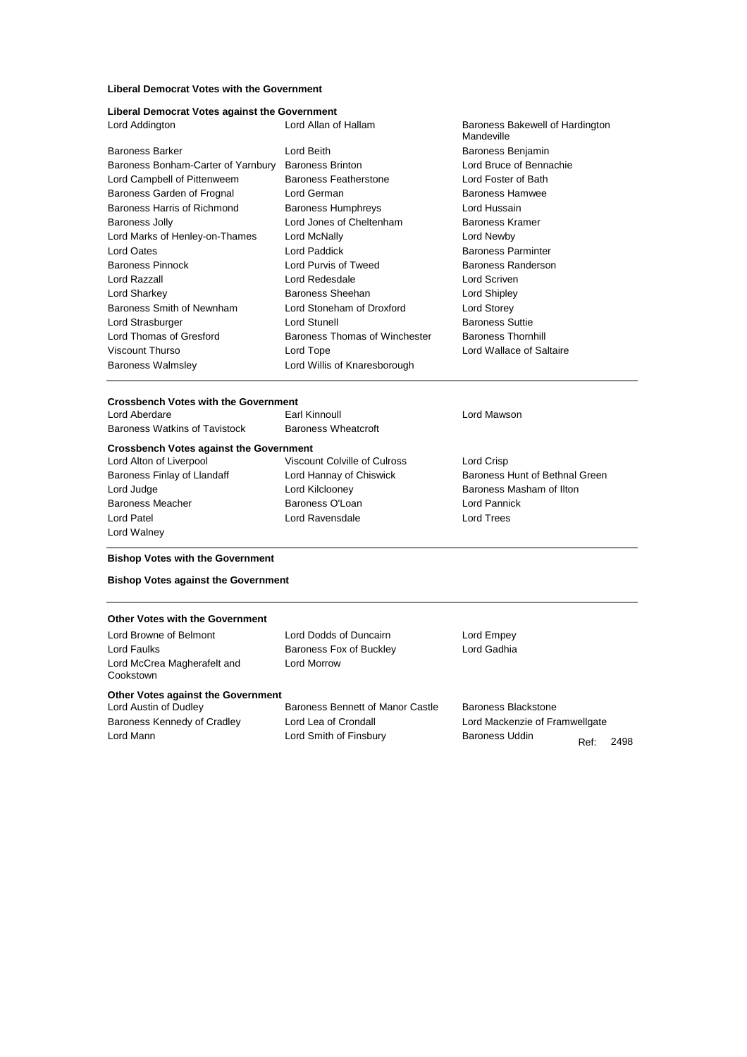**Liberal Democrat Votes with the Government**

**Liberal Democrat Votes against the Government**

| | | |
|---|---|---|
| Lord Addington | Lord Allan of Hallam | Baroness Bakewell of Hardington Mandeville |
| Baroness Barker | Lord Beith | Baroness Benjamin |
| Baroness Bonham-Carter of Yarnbury | Baroness Brinton | Lord Bruce of Bennachie |
| Lord Campbell of Pittenweem | Baroness Featherstone | Lord Foster of Bath |
| Baroness Garden of Frognal | Lord German | Baroness Hamwee |
| Baroness Harris of Richmond | Baroness Humphreys | Lord Hussain |
| Baroness Jolly | Lord Jones of Cheltenham | Baroness Kramer |
| Lord Marks of Henley-on-Thames | Lord McNally | Lord Newby |
| Lord Oates | Lord Paddick | Baroness Parminter |
| Baroness Pinnock | Lord Purvis of Tweed | Baroness Randerson |
| Lord Razzall | Lord Redesdale | Lord Scriven |
| Lord Sharkey | Baroness Sheehan | Lord Shipley |
| Baroness Smith of Newnham | Lord Stoneham of Droxford | Lord Storey |
| Lord Strasburger | Lord Stunell | Baroness Suttie |
| Lord Thomas of Gresford | Baroness Thomas of Winchester | Baroness Thornhill |
| Viscount Thurso | Lord Tope | Lord Wallace of Saltaire |
| Baroness Walmsley | Lord Willis of Knaresborough | |

**Crossbench Votes with the Government**

| | | |
|---|---|---|
| Lord Aberdare | Earl Kinnoull | Lord Mawson |
| Baroness Watkins of Tavistock | Baroness Wheatcroft | |

**Crossbench Votes against the Government**

| | | |
|---|---|---|
| Lord Alton of Liverpool | Viscount Colville of Culross | Lord Crisp |
| Baroness Finlay of Llandaff | Lord Hannay of Chiswick | Baroness Hunt of Bethnal Green |
| Lord Judge | Lord Kilclooney | Baroness Masham of Ilton |
| Baroness Meacher | Baroness O'Loan | Lord Pannick |
| Lord Patel | Lord Ravensdale | Lord Trees |
| Lord Walney | | |

**Bishop Votes with the Government**

**Bishop Votes against the Government**

**Other Votes with the Government**

| | | |
|---|---|---|
| Lord Browne of Belmont | Lord Dodds of Duncairn | Lord Empey |
| Lord Faulks | Baroness Fox of Buckley | Lord Gadhia |
| Lord McCrea Magherafelt and Cookstown | Lord Morrow | |

**Other Votes against the Government**

| | | |
|---|---|---|
| Lord Austin of Dudley | Baroness Bennett of Manor Castle | Baroness Blackstone |
| Baroness Kennedy of Cradley | Lord Lea of Crondall | Lord Mackenzie of Framwellgate |
| Lord Mann | Lord Smith of Finsbury | Baroness Uddin |

Ref: 2498